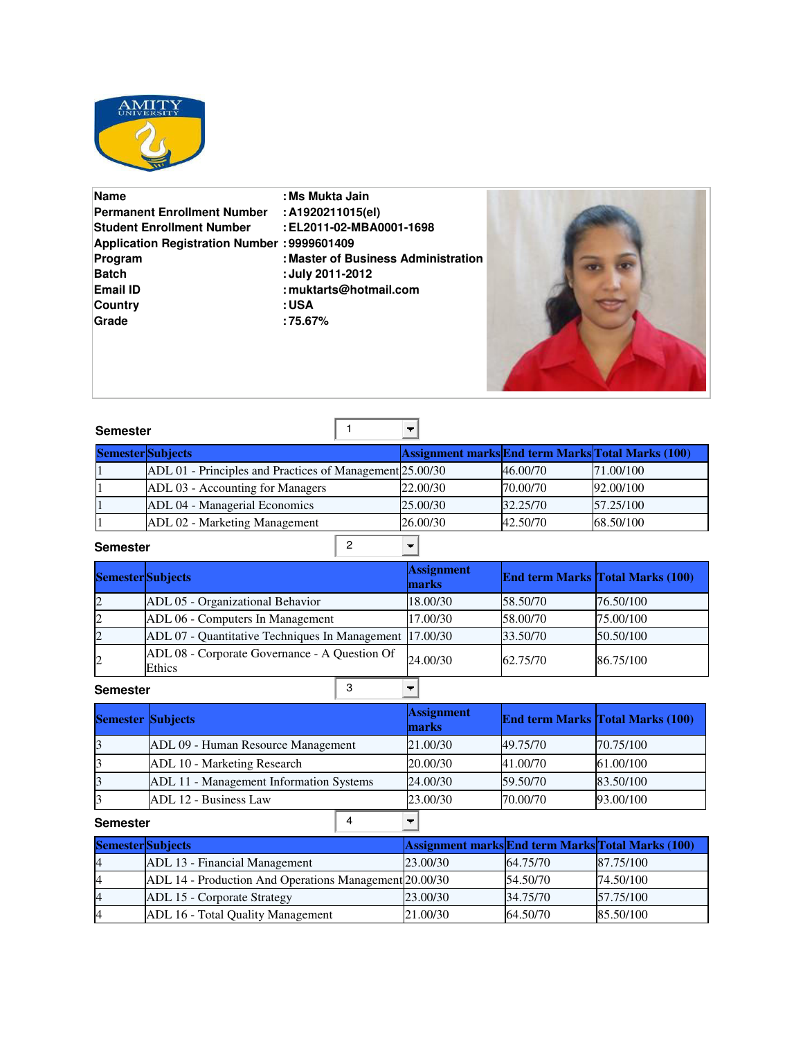| | |
|---|---|
| **Name** | **: Ms Mukta Jain** |
| **Permanent Enrollment Number** | **: A1920211015(el)** |
| **Student Enrollment Number** | **: EL2011-02-MBA0001-1698** |
| **Application Registration Number** | **: 9999601409** |
| **Program** | **: Master of Business Administration** |
| **Batch** | **: July 2011-2012** |
| **Email ID** | **: muktarts@hotmail.com** |
| **Country** | **: USA** |
| **Grade** | **: 75.67%** |

**Semester** 1

| Semester | Subjects | Assignment marks | End term Marks | Total Marks (100) |
|---|---|---|---|---|
| 1 | ADL 01 - Principles and Practices of Management | 25.00/30 | 46.00/70 | 71.00/100 |
| 1 | ADL 03 - Accounting for Managers | 22.00/30 | 70.00/70 | 92.00/100 |
| 1 | ADL 04 - Managerial Economics | 25.00/30 | 32.25/70 | 57.25/100 |
| 1 | ADL 02 - Marketing Management | 26.00/30 | 42.50/70 | 68.50/100 |

**Semester** 2

| Semester | Subjects | Assignment marks | End term Marks | Total Marks (100) |
|---|---|---|---|---|
| 2 | ADL 05 - Organizational Behavior | 18.00/30 | 58.50/70 | 76.50/100 |
| 2 | ADL 06 - Computers In Management | 17.00/30 | 58.00/70 | 75.00/100 |
| 2 | ADL 07 - Quantitative Techniques In Management | 17.00/30 | 33.50/70 | 50.50/100 |
| 2 | ADL 08 - Corporate Governance - A Question Of Ethics | 24.00/30 | 62.75/70 | 86.75/100 |

**Semester** 3

| Semester | Subjects | Assignment marks | End term Marks | Total Marks (100) |
|---|---|---|---|---|
| 3 | ADL 09 - Human Resource Management | 21.00/30 | 49.75/70 | 70.75/100 |
| 3 | ADL 10 - Marketing Research | 20.00/30 | 41.00/70 | 61.00/100 |
| 3 | ADL 11 - Management Information Systems | 24.00/30 | 59.50/70 | 83.50/100 |
| 3 | ADL 12 - Business Law | 23.00/30 | 70.00/70 | 93.00/100 |

**Semester** 4

| Semester | Subjects | Assignment marks | End term Marks | Total Marks (100) |
|---|---|---|---|---|
| 4 | ADL 13 - Financial Management | 23.00/30 | 64.75/70 | 87.75/100 |
| 4 | ADL 14 - Production And Operations Management | 20.00/30 | 54.50/70 | 74.50/100 |
| 4 | ADL 15 - Corporate Strategy | 23.00/30 | 34.75/70 | 57.75/100 |
| 4 | ADL 16 - Total Quality Management | 21.00/30 | 64.50/70 | 85.50/100 |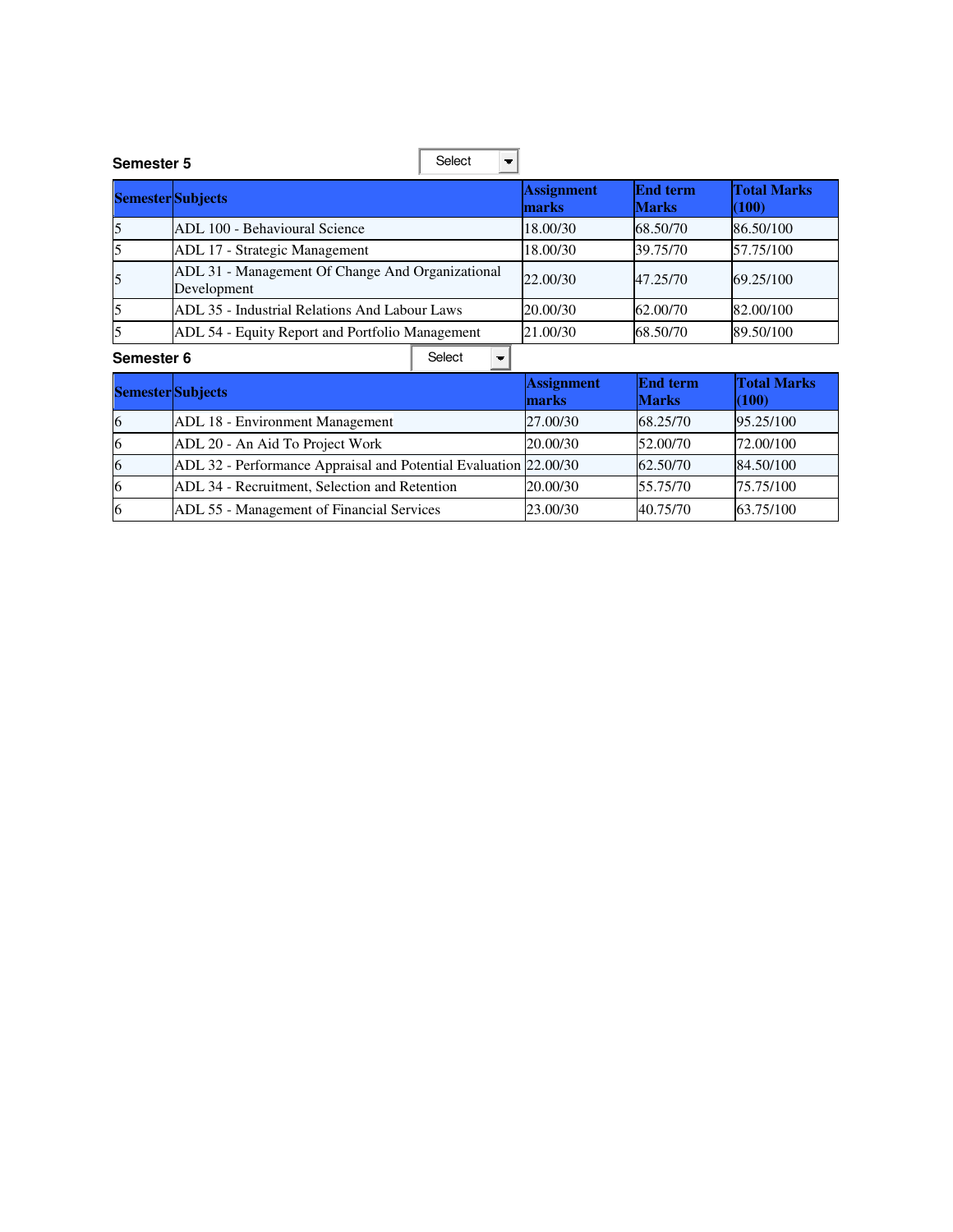**Semester 5** Select

| Semester | Subjects | Assignment marks | End term Marks | Total Marks (100) |
|---|---|---|---|---|
| 5 | ADL 100 - Behavioural Science | 18.00/30 | 68.50/70 | 86.50/100 |
| 5 | ADL 17 - Strategic Management | 18.00/30 | 39.75/70 | 57.75/100 |
| 5 | ADL 31 - Management Of Change And Organizational Development | 22.00/30 | 47.25/70 | 69.25/100 |
| 5 | ADL 35 - Industrial Relations And Labour Laws | 20.00/30 | 62.00/70 | 82.00/100 |
| 5 | ADL 54 - Equity Report and Portfolio Management | 21.00/30 | 68.50/70 | 89.50/100 |

**Semester 6** Select

| Semester | Subjects | Assignment marks | End term Marks | Total Marks (100) |
|---|---|---|---|---|
| 6 | ADL 18 - Environment Management | 27.00/30 | 68.25/70 | 95.25/100 |
| 6 | ADL 20 - An Aid To Project Work | 20.00/30 | 52.00/70 | 72.00/100 |
| 6 | ADL 32 - Performance Appraisal and Potential Evaluation | 22.00/30 | 62.50/70 | 84.50/100 |
| 6 | ADL 34 - Recruitment, Selection and Retention | 20.00/30 | 55.75/70 | 75.75/100 |
| 6 | ADL 55 - Management of Financial Services | 23.00/30 | 40.75/70 | 63.75/100 |